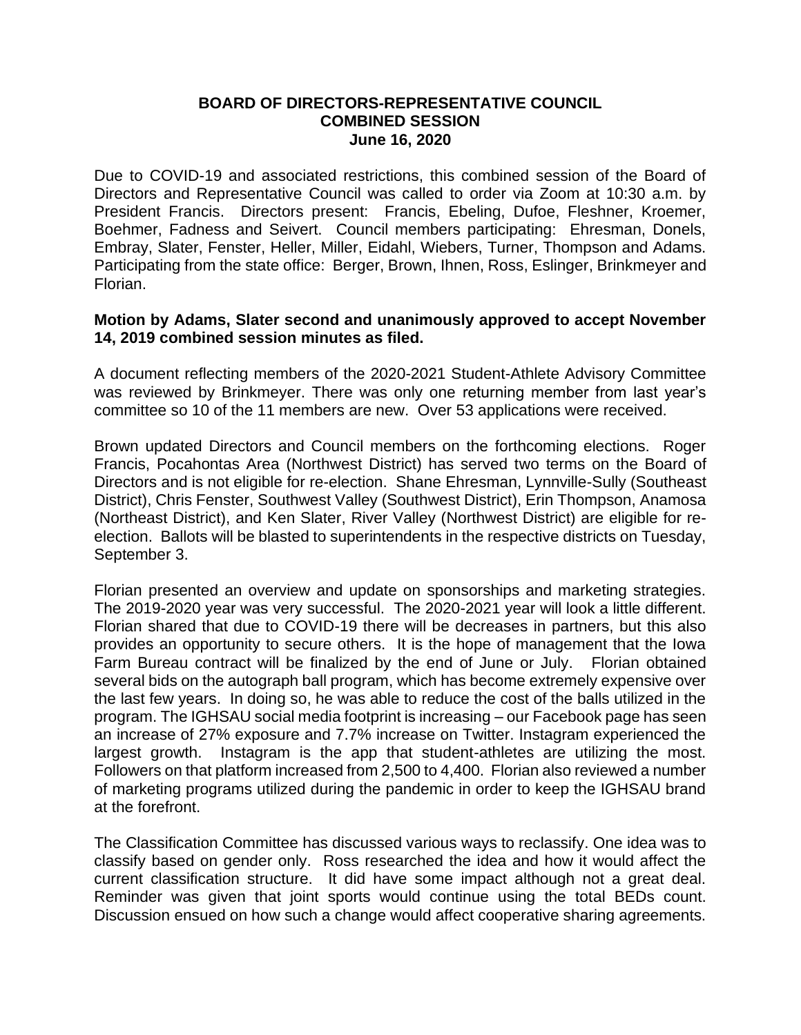**BOARD OF DIRECTORS-REPRESENTATIVE COUNCIL**
**COMBINED SESSION**
**June 16, 2020**

Due to COVID-19 and associated restrictions, this combined session of the Board of Directors and Representative Council was called to order via Zoom at 10:30 a.m. by President Francis. Directors present: Francis, Ebeling, Dufoe, Fleshner, Kroemer, Boehmer, Fadness and Seivert. Council members participating: Ehresman, Donels, Embray, Slater, Fenster, Heller, Miller, Eidahl, Wiebers, Turner, Thompson and Adams. Participating from the state office: Berger, Brown, Ihnen, Ross, Eslinger, Brinkmeyer and Florian.

**Motion by Adams, Slater second and unanimously approved to accept November 14, 2019 combined session minutes as filed.**

A document reflecting members of the 2020-2021 Student-Athlete Advisory Committee was reviewed by Brinkmeyer. There was only one returning member from last year's committee so 10 of the 11 members are new. Over 53 applications were received.

Brown updated Directors and Council members on the forthcoming elections. Roger Francis, Pocahontas Area (Northwest District) has served two terms on the Board of Directors and is not eligible for re-election. Shane Ehresman, Lynnville-Sully (Southeast District), Chris Fenster, Southwest Valley (Southwest District), Erin Thompson, Anamosa (Northeast District), and Ken Slater, River Valley (Northwest District) are eligible for re-election. Ballots will be blasted to superintendents in the respective districts on Tuesday, September 3.

Florian presented an overview and update on sponsorships and marketing strategies. The 2019-2020 year was very successful. The 2020-2021 year will look a little different. Florian shared that due to COVID-19 there will be decreases in partners, but this also provides an opportunity to secure others. It is the hope of management that the Iowa Farm Bureau contract will be finalized by the end of June or July. Florian obtained several bids on the autograph ball program, which has become extremely expensive over the last few years. In doing so, he was able to reduce the cost of the balls utilized in the program. The IGHSAU social media footprint is increasing – our Facebook page has seen an increase of 27% exposure and 7.7% increase on Twitter. Instagram experienced the largest growth. Instagram is the app that student-athletes are utilizing the most. Followers on that platform increased from 2,500 to 4,400. Florian also reviewed a number of marketing programs utilized during the pandemic in order to keep the IGHSAU brand at the forefront.

The Classification Committee has discussed various ways to reclassify. One idea was to classify based on gender only. Ross researched the idea and how it would affect the current classification structure. It did have some impact although not a great deal. Reminder was given that joint sports would continue using the total BEDs count. Discussion ensued on how such a change would affect cooperative sharing agreements.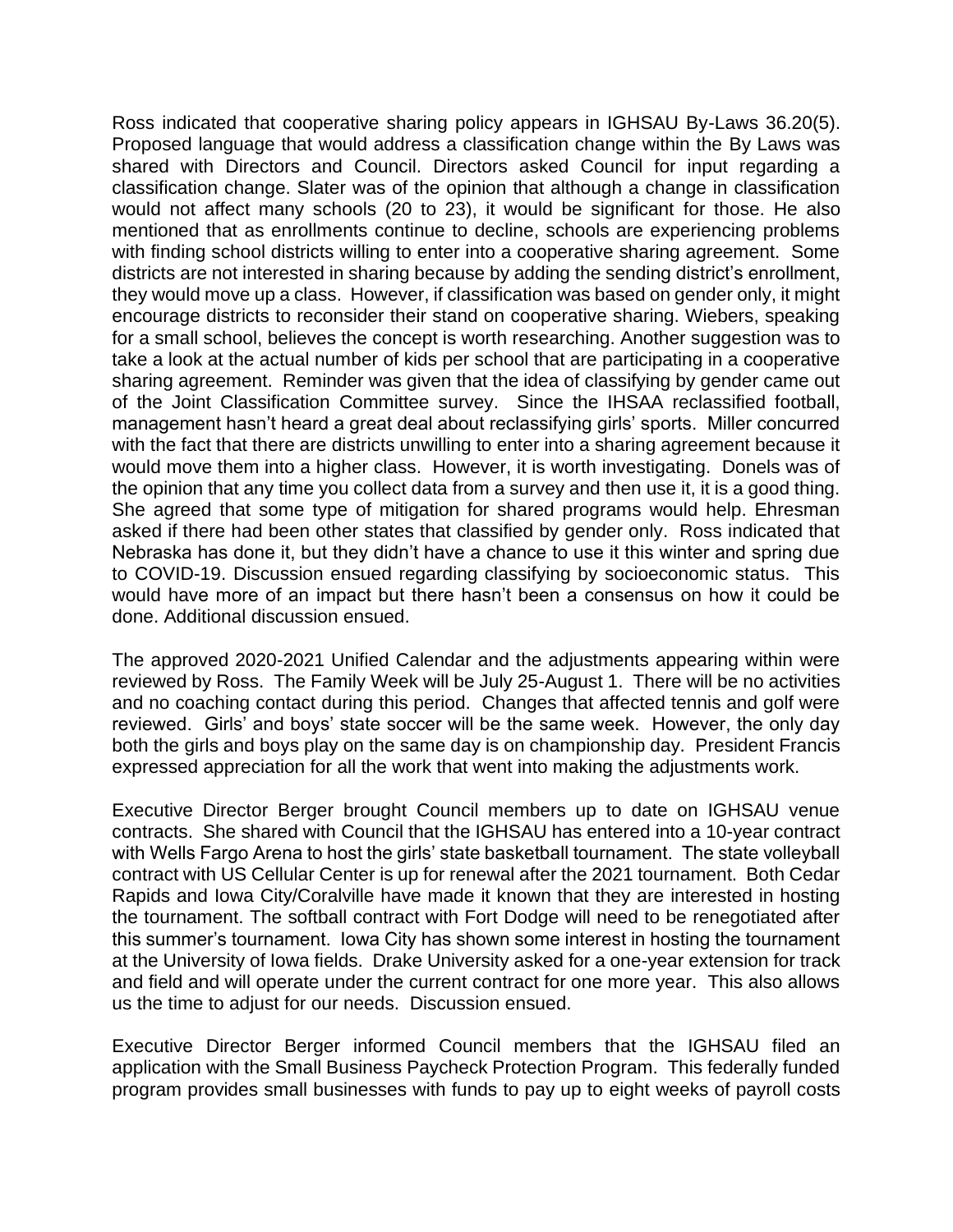Ross indicated that cooperative sharing policy appears in IGHSAU By-Laws 36.20(5). Proposed language that would address a classification change within the By Laws was shared with Directors and Council. Directors asked Council for input regarding a classification change. Slater was of the opinion that although a change in classification would not affect many schools (20 to 23), it would be significant for those. He also mentioned that as enrollments continue to decline, schools are experiencing problems with finding school districts willing to enter into a cooperative sharing agreement. Some districts are not interested in sharing because by adding the sending district's enrollment, they would move up a class. However, if classification was based on gender only, it might encourage districts to reconsider their stand on cooperative sharing. Wiebers, speaking for a small school, believes the concept is worth researching. Another suggestion was to take a look at the actual number of kids per school that are participating in a cooperative sharing agreement. Reminder was given that the idea of classifying by gender came out of the Joint Classification Committee survey. Since the IHSAA reclassified football, management hasn't heard a great deal about reclassifying girls' sports. Miller concurred with the fact that there are districts unwilling to enter into a sharing agreement because it would move them into a higher class. However, it is worth investigating. Donels was of the opinion that any time you collect data from a survey and then use it, it is a good thing. She agreed that some type of mitigation for shared programs would help. Ehresman asked if there had been other states that classified by gender only. Ross indicated that Nebraska has done it, but they didn't have a chance to use it this winter and spring due to COVID-19. Discussion ensued regarding classifying by socioeconomic status. This would have more of an impact but there hasn't been a consensus on how it could be done. Additional discussion ensued.

The approved 2020-2021 Unified Calendar and the adjustments appearing within were reviewed by Ross. The Family Week will be July 25-August 1. There will be no activities and no coaching contact during this period. Changes that affected tennis and golf were reviewed. Girls' and boys' state soccer will be the same week. However, the only day both the girls and boys play on the same day is on championship day. President Francis expressed appreciation for all the work that went into making the adjustments work.

Executive Director Berger brought Council members up to date on IGHSAU venue contracts. She shared with Council that the IGHSAU has entered into a 10-year contract with Wells Fargo Arena to host the girls' state basketball tournament. The state volleyball contract with US Cellular Center is up for renewal after the 2021 tournament. Both Cedar Rapids and Iowa City/Coralville have made it known that they are interested in hosting the tournament. The softball contract with Fort Dodge will need to be renegotiated after this summer's tournament. Iowa City has shown some interest in hosting the tournament at the University of Iowa fields. Drake University asked for a one-year extension for track and field and will operate under the current contract for one more year. This also allows us the time to adjust for our needs. Discussion ensued.

Executive Director Berger informed Council members that the IGHSAU filed an application with the Small Business Paycheck Protection Program. This federally funded program provides small businesses with funds to pay up to eight weeks of payroll costs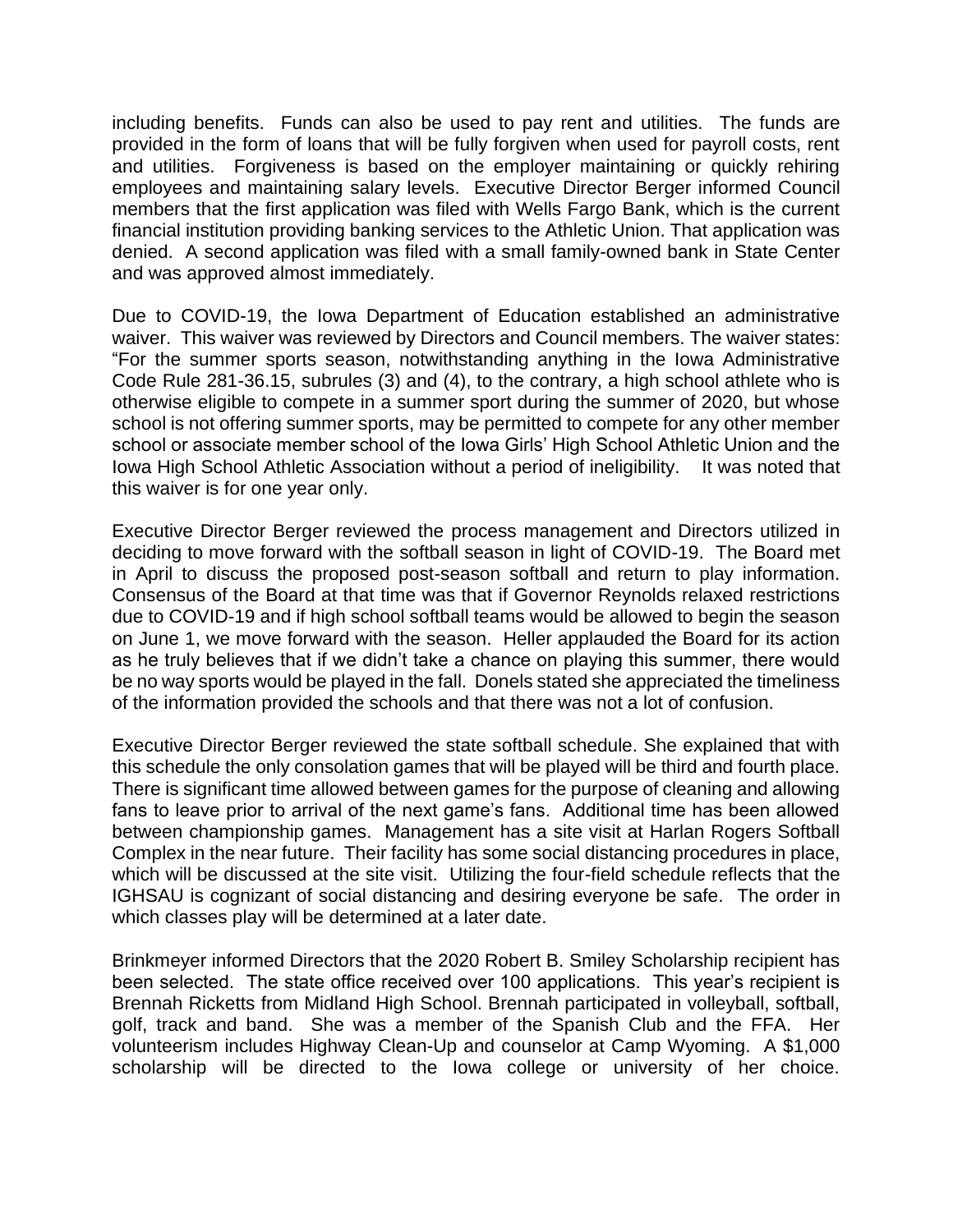including benefits. Funds can also be used to pay rent and utilities. The funds are provided in the form of loans that will be fully forgiven when used for payroll costs, rent and utilities. Forgiveness is based on the employer maintaining or quickly rehiring employees and maintaining salary levels. Executive Director Berger informed Council members that the first application was filed with Wells Fargo Bank, which is the current financial institution providing banking services to the Athletic Union. That application was denied. A second application was filed with a small family-owned bank in State Center and was approved almost immediately.

Due to COVID-19, the Iowa Department of Education established an administrative waiver. This waiver was reviewed by Directors and Council members. The waiver states: "For the summer sports season, notwithstanding anything in the Iowa Administrative Code Rule 281-36.15, subrules (3) and (4), to the contrary, a high school athlete who is otherwise eligible to compete in a summer sport during the summer of 2020, but whose school is not offering summer sports, may be permitted to compete for any other member school or associate member school of the Iowa Girls' High School Athletic Union and the Iowa High School Athletic Association without a period of ineligibility. It was noted that this waiver is for one year only.

Executive Director Berger reviewed the process management and Directors utilized in deciding to move forward with the softball season in light of COVID-19. The Board met in April to discuss the proposed post-season softball and return to play information. Consensus of the Board at that time was that if Governor Reynolds relaxed restrictions due to COVID-19 and if high school softball teams would be allowed to begin the season on June 1, we move forward with the season. Heller applauded the Board for its action as he truly believes that if we didn't take a chance on playing this summer, there would be no way sports would be played in the fall. Donels stated she appreciated the timeliness of the information provided the schools and that there was not a lot of confusion.

Executive Director Berger reviewed the state softball schedule. She explained that with this schedule the only consolation games that will be played will be third and fourth place. There is significant time allowed between games for the purpose of cleaning and allowing fans to leave prior to arrival of the next game's fans. Additional time has been allowed between championship games. Management has a site visit at Harlan Rogers Softball Complex in the near future. Their facility has some social distancing procedures in place, which will be discussed at the site visit. Utilizing the four-field schedule reflects that the IGHSAU is cognizant of social distancing and desiring everyone be safe. The order in which classes play will be determined at a later date.

Brinkmeyer informed Directors that the 2020 Robert B. Smiley Scholarship recipient has been selected. The state office received over 100 applications. This year's recipient is Brennah Ricketts from Midland High School. Brennah participated in volleyball, softball, golf, track and band. She was a member of the Spanish Club and the FFA. Her volunteerism includes Highway Clean-Up and counselor at Camp Wyoming. A $1,000 scholarship will be directed to the Iowa college or university of her choice.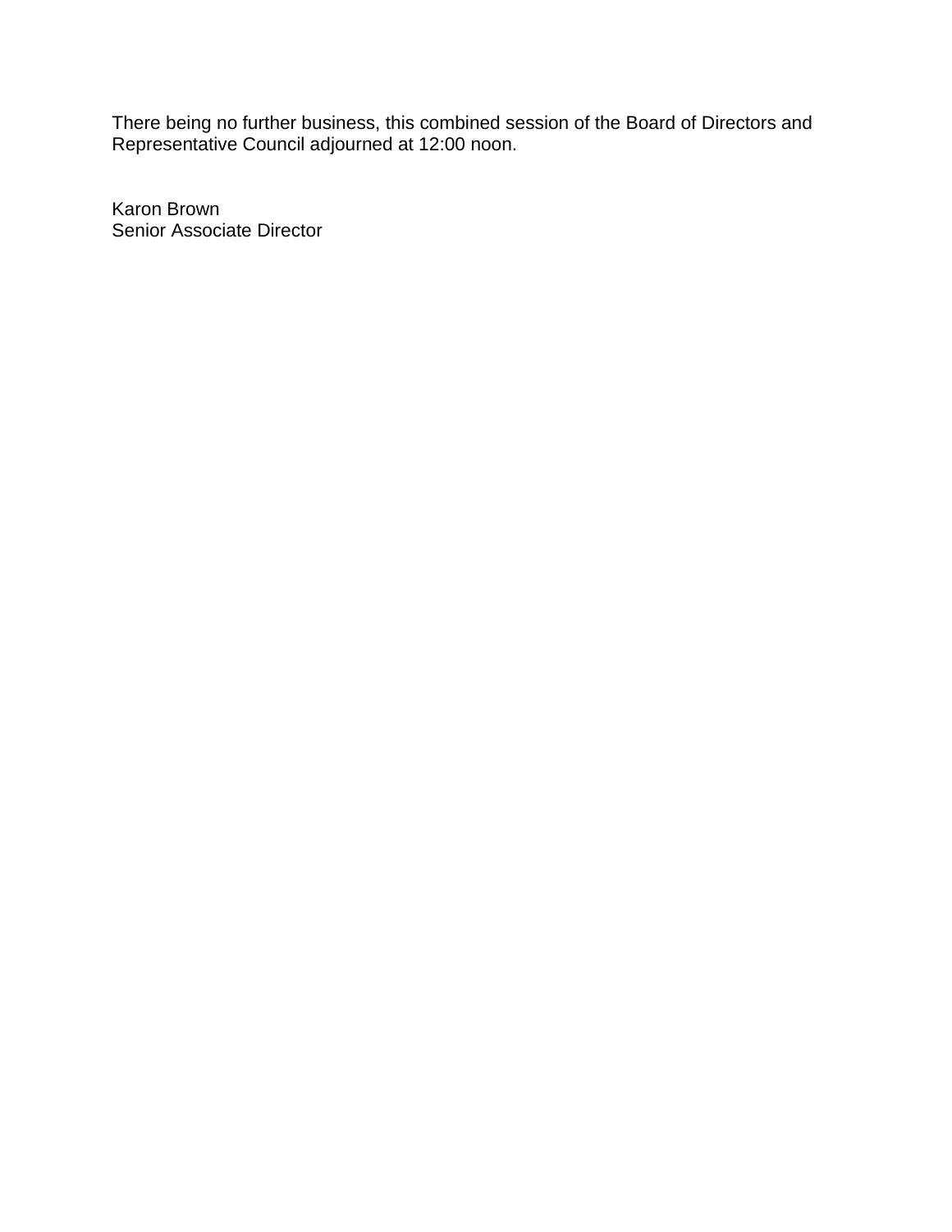There being no further business, this combined session of the Board of Directors and Representative Council adjourned at 12:00 noon.

Karon Brown
Senior Associate Director